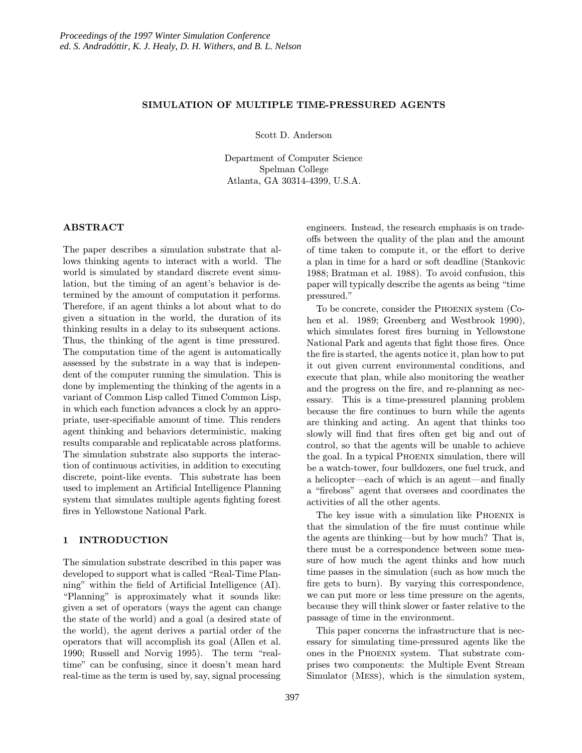# SIMULATION OF MULTIPLE TIME-PRESSURED AGENTS

Scott D. Anderson

Department of Computer Science
Spelman College
Atlanta, GA 30314-4399, U.S.A.

## ABSTRACT

The paper describes a simulation substrate that allows thinking agents to interact with a world. The world is simulated by standard discrete event simulation, but the timing of an agent's behavior is determined by the amount of computation it performs. Therefore, if an agent thinks a lot about what to do given a situation in the world, the duration of its thinking results in a delay to its subsequent actions. Thus, the thinking of the agent is time pressured. The computation time of the agent is automatically assessed by the substrate in a way that is independent of the computer running the simulation. This is done by implementing the thinking of the agents in a variant of Common Lisp called Timed Common Lisp, in which each function advances a clock by an appropriate, user-specifiable amount of time. This renders agent thinking and behaviors deterministic, making results comparable and replicatable across platforms. The simulation substrate also supports the interaction of continuous activities, in addition to executing discrete, point-like events. This substrate has been used to implement an Artificial Intelligence Planning system that simulates multiple agents fighting forest fires in Yellowstone National Park.

## 1 INTRODUCTION

The simulation substrate described in this paper was developed to support what is called "Real-Time Planning" within the field of Artificial Intelligence (AI). "Planning" is approximately what it sounds like: given a set of operators (ways the agent can change the state of the world) and a goal (a desired state of the world), the agent derives a partial order of the operators that will accomplish its goal (Allen et al. 1990; Russell and Norvig 1995). The term "real-time" can be confusing, since it doesn't mean hard real-time as the term is used by, say, signal processing engineers. Instead, the research emphasis is on trade-offs between the quality of the plan and the amount of time taken to compute it, or the effort to derive a plan in time for a hard or soft deadline (Stankovic 1988; Bratman et al. 1988). To avoid confusion, this paper will typically describe the agents as being "time pressured."

To be concrete, consider the Phoenix system (Cohen et al. 1989; Greenberg and Westbrook 1990), which simulates forest fires burning in Yellowstone National Park and agents that fight those fires. Once the fire is started, the agents notice it, plan how to put it out given current environmental conditions, and execute that plan, while also monitoring the weather and the progress on the fire, and re-planning as necessary. This is a time-pressured planning problem because the fire continues to burn while the agents are thinking and acting. An agent that thinks too slowly will find that fires often get big and out of control, so that the agents will be unable to achieve the goal. In a typical Phoenix simulation, there will be a watch-tower, four bulldozers, one fuel truck, and a helicopter—each of which is an agent—and finally a "fireboss" agent that oversees and coordinates the activities of all the other agents.

The key issue with a simulation like Phoenix is that the simulation of the fire must continue while the agents are thinking—but by how much? That is, there must be a correspondence between some measure of how much the agent thinks and how much time passes in the simulation (such as how much the fire gets to burn). By varying this correspondence, we can put more or less time pressure on the agents, because they will think slower or faster relative to the passage of time in the environment.

This paper concerns the infrastructure that is necessary for simulating time-pressured agents like the ones in the Phoenix system. That substrate comprises two components: the Multiple Event Stream Simulator (Mess), which is the simulation system,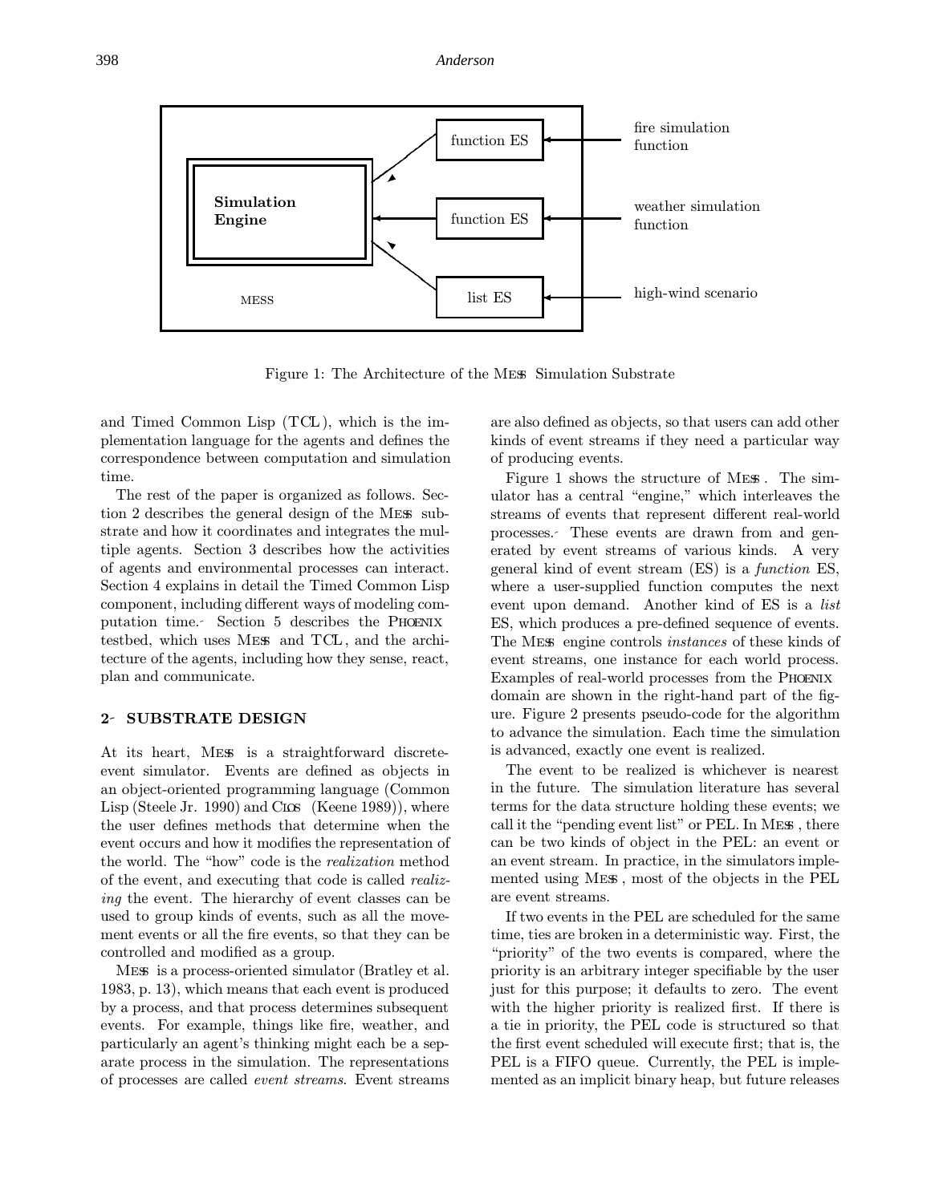Figure 1: The Architecture of the MESS Simulation Substrate

and Timed Common Lisp (TCL), which is the implementation language for the agents and defines the correspondence between computation and simulation time.

The rest of the paper is organized as follows. Section 2 describes the general design of the MESS substrate and how it coordinates and integrates the multiple agents. Section 3 describes how the activities of agents and environmental processes can interact. Section 4 explains in detail the Timed Common Lisp component, including different ways of modeling computation time. Section 5 describes the PHOENIX testbed, which uses MESS and TCL, and the architecture of the agents, including how they sense, react, plan and communicate.

## 2 SUBSTRATE DESIGN

At its heart, MESS is a straightforward discrete-event simulator. Events are defined as objects in an object-oriented programming language (Common Lisp (Steele Jr. 1990) and CLOS (Keene 1989)), where the user defines methods that determine when the event occurs and how it modifies the representation of the world. The "how" code is the *realization* method of the event, and executing that code is called *realizing* the event. The hierarchy of event classes can be used to group kinds of events, such as all the movement events or all the fire events, so that they can be controlled and modified as a group.

MESS is a process-oriented simulator (Bratley et al. 1983, p. 13), which means that each event is produced by a process, and that process determines subsequent events. For example, things like fire, weather, and particularly an agent's thinking might each be a separate process in the simulation. The representations of processes are called *event streams*. Event streams are also defined as objects, so that users can add other kinds of event streams if they need a particular way of producing events.

Figure 1 shows the structure of MESS. The simulator has a central "engine," which interleaves the streams of events that represent different real-world processes. These events are drawn from and generated by event streams of various kinds. A very general kind of event stream (ES) is a *function* ES, where a user-supplied function computes the next event upon demand. Another kind of ES is a *list* ES, which produces a pre-defined sequence of events. The MESS engine controls *instances* of these kinds of event streams, one instance for each world process. Examples of real-world processes from the PHOENIX domain are shown in the right-hand part of the figure. Figure 2 presents pseudo-code for the algorithm to advance the simulation. Each time the simulation is advanced, exactly one event is realized.

The event to be realized is whichever is nearest in the future. The simulation literature has several terms for the data structure holding these events; we call it the "pending event list" or PEL. In MESS, there can be two kinds of object in the PEL: an event or an event stream. In practice, in the simulators implemented using MESS, most of the objects in the PEL are event streams.

If two events in the PEL are scheduled for the same time, ties are broken in a deterministic way. First, the "priority" of the two events is compared, where the priority is an arbitrary integer specifiable by the user just for this purpose; it defaults to zero. The event with the higher priority is realized first. If there is a tie in priority, the PEL code is structured so that the first event scheduled will execute first; that is, the PEL is a FIFO queue. Currently, the PEL is implemented as an implicit binary heap, but future releases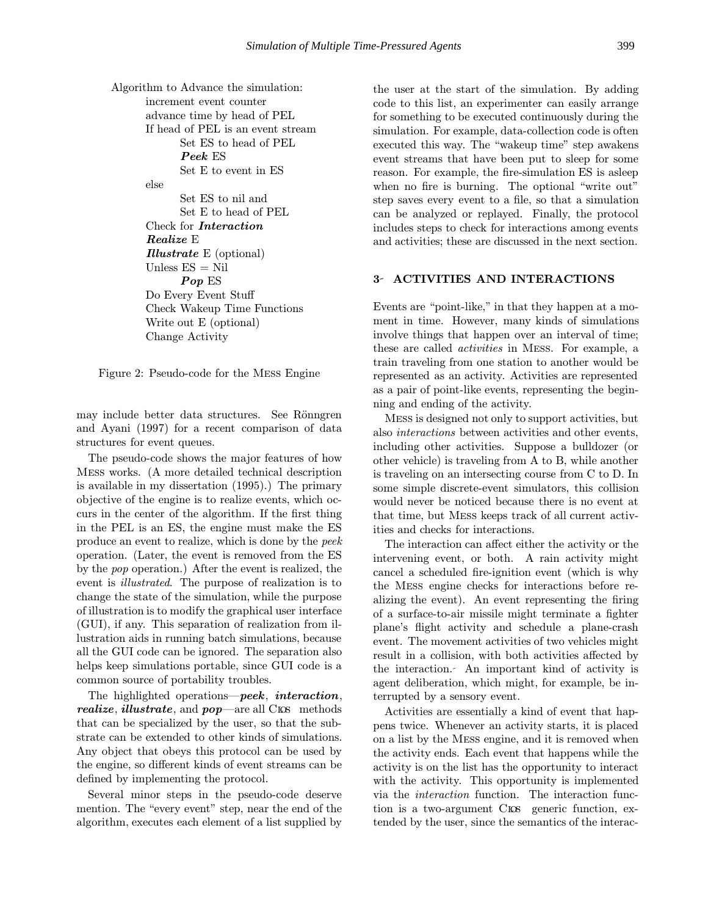```
Algorithm to Advance the simulation:
    increment event counter
    advance time by head of PEL
    If head of PEL is an event stream
        Set ES to head of PEL
        Peek ES
        Set E to event in ES
    else
        Set ES to nil and
        Set E to head of PEL
    Check for Interaction
    Realize E
    Illustrate E (optional)
    Unless ES = Nil
        Pop ES
    Do Every Event Stuff
    Check Wakeup Time Functions
    Write out E (optional)
    Change Activity
```

Figure 2: Pseudo-code for the Mess Engine

may include better data structures. See Rönngren and Ayani (1997) for a recent comparison of data structures for event queues.

The pseudo-code shows the major features of how Mess works. (A more detailed technical description is available in my dissertation (1995).) The primary objective of the engine is to realize events, which occurs in the center of the algorithm. If the first thing in the PEL is an ES, the engine must make the ES produce an event to realize, which is done by the *peek* operation. (Later, the event is removed from the ES by the *pop* operation.) After the event is realized, the event is *illustrated*. The purpose of realization is to change the state of the simulation, while the purpose of illustration is to modify the graphical user interface (GUI), if any. This separation of realization from illustration aids in running batch simulations, because all the GUI code can be ignored. The separation also helps keep simulations portable, since GUI code is a common source of portability troubles.

The highlighted operations—***peek***, ***interaction***, ***realize***, ***illustrate***, and ***pop***—are all Clos methods that can be specialized by the user, so that the substrate can be extended to other kinds of simulations. Any object that obeys this protocol can be used by the engine, so different kinds of event streams can be defined by implementing the protocol.

Several minor steps in the pseudo-code deserve mention. The "every event" step, near the end of the algorithm, executes each element of a list supplied by the user at the start of the simulation. By adding code to this list, an experimenter can easily arrange for something to be executed continuously during the simulation. For example, data-collection code is often executed this way. The "wakeup time" step awakens event streams that have been put to sleep for some reason. For example, the fire-simulation ES is asleep when no fire is burning. The optional "write out" step saves every event to a file, so that a simulation can be analyzed or replayed. Finally, the protocol includes steps to check for interactions among events and activities; these are discussed in the next section.

## 3 ACTIVITIES AND INTERACTIONS

Events are "point-like," in that they happen at a moment in time. However, many kinds of simulations involve things that happen over an interval of time; these are called *activities* in Mess. For example, a train traveling from one station to another would be represented as an activity. Activities are represented as a pair of point-like events, representing the beginning and ending of the activity.

Mess is designed not only to support activities, but also *interactions* between activities and other events, including other activities. Suppose a bulldozer (or other vehicle) is traveling from A to B, while another is traveling on an intersecting course from C to D. In some simple discrete-event simulators, this collision would never be noticed because there is no event at that time, but Mess keeps track of all current activities and checks for interactions.

The interaction can affect either the activity or the intervening event, or both. A rain activity might cancel a scheduled fire-ignition event (which is why the Mess engine checks for interactions before realizing the event). An event representing the firing of a surface-to-air missile might terminate a fighter plane's flight activity and schedule a plane-crash event. The movement activities of two vehicles might result in a collision, with both activities affected by the interaction. An important kind of activity is agent deliberation, which might, for example, be interrupted by a sensory event.

Activities are essentially a kind of event that happens twice. Whenever an activity starts, it is placed on a list by the Mess engine, and it is removed when the activity ends. Each event that happens while the activity is on the list has the opportunity to interact with the activity. This opportunity is implemented via the *interaction* function. The interaction function is a two-argument Clos generic function, extended by the user, since the semantics of the interac-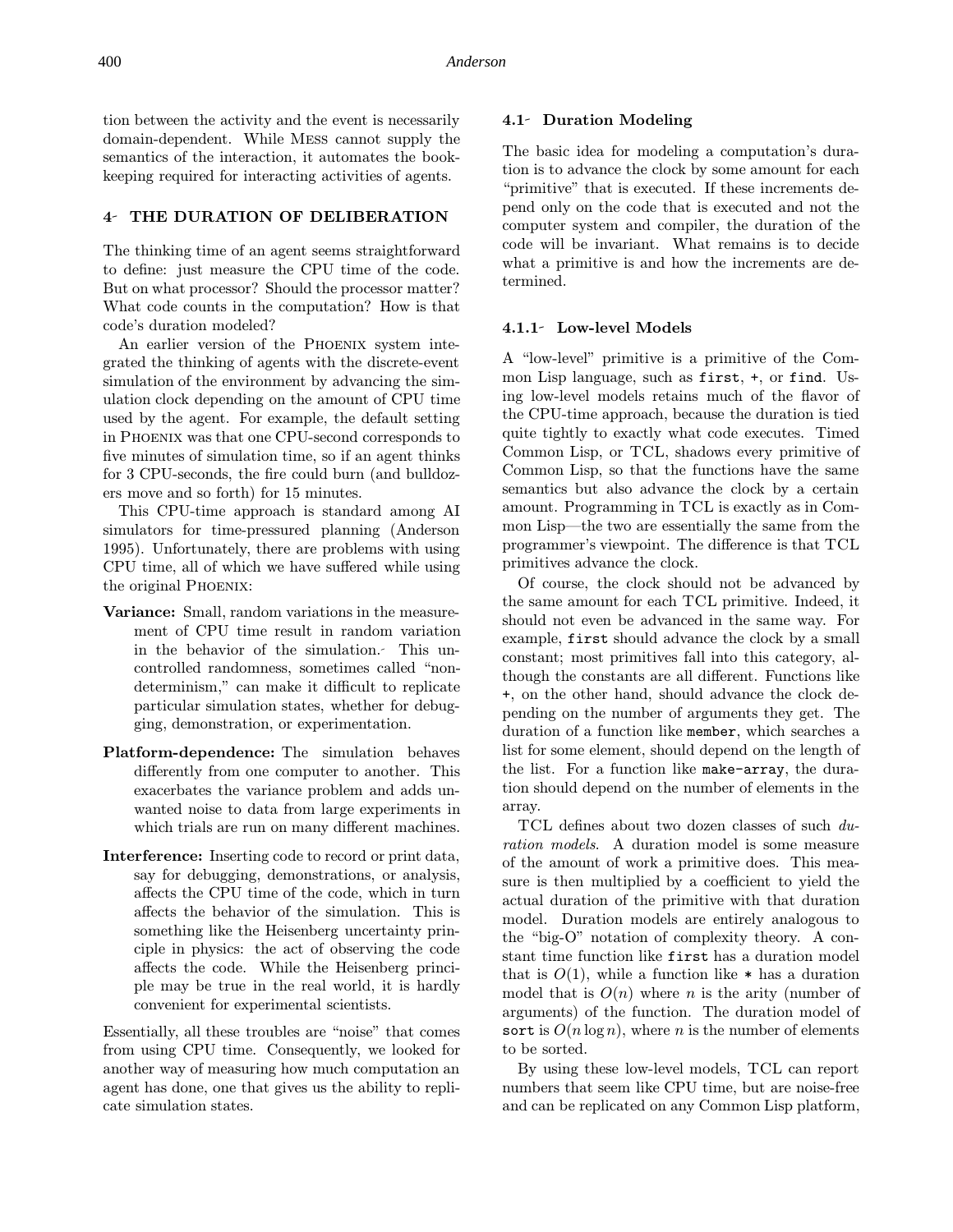tion between the activity and the event is necessarily domain-dependent. While MESS cannot supply the semantics of the interaction, it automates the bookkeeping required for interacting activities of agents.

## 4 THE DURATION OF DELIBERATION

The thinking time of an agent seems straightforward to define: just measure the CPU time of the code. But on what processor? Should the processor matter? What code counts in the computation? How is that code's duration modeled?

An earlier version of the PHOENIX system integrated the thinking of agents with the discrete-event simulation of the environment by advancing the simulation clock depending on the amount of CPU time used by the agent. For example, the default setting in PHOENIX was that one CPU-second corresponds to five minutes of simulation time, so if an agent thinks for 3 CPU-seconds, the fire could burn (and bulldozers move and so forth) for 15 minutes.

This CPU-time approach is standard among AI simulators for time-pressured planning (Anderson 1995). Unfortunately, there are problems with using CPU time, all of which we have suffered while using the original PHOENIX:

- **Variance:** Small, random variations in the measurement of CPU time result in random variation in the behavior of the simulation. This uncontrolled randomness, sometimes called "nondeterminism," can make it difficult to replicate particular simulation states, whether for debugging, demonstration, or experimentation.
- **Platform-dependence:** The simulation behaves differently from one computer to another. This exacerbates the variance problem and adds unwanted noise to data from large experiments in which trials are run on many different machines.
- **Interference:** Inserting code to record or print data, say for debugging, demonstrations, or analysis, affects the CPU time of the code, which in turn affects the behavior of the simulation. This is something like the Heisenberg uncertainty principle in physics: the act of observing the code affects the code. While the Heisenberg principle may be true in the real world, it is hardly convenient for experimental scientists.

Essentially, all these troubles are "noise" that comes from using CPU time. Consequently, we looked for another way of measuring how much computation an agent has done, one that gives us the ability to replicate simulation states.

### 4.1 Duration Modeling

The basic idea for modeling a computation's duration is to advance the clock by some amount for each "primitive" that is executed. If these increments depend only on the code that is executed and not the computer system and compiler, the duration of the code will be invariant. What remains is to decide what a primitive is and how the increments are determined.

#### 4.1.1 Low-level Models

A "low-level" primitive is a primitive of the Common Lisp language, such as `first`, `+`, or `find`. Using low-level models retains much of the flavor of the CPU-time approach, because the duration is tied quite tightly to exactly what code executes. Timed Common Lisp, or TCL, shadows every primitive of Common Lisp, so that the functions have the same semantics but also advance the clock by a certain amount. Programming in TCL is exactly as in Common Lisp—the two are essentially the same from the programmer's viewpoint. The difference is that TCL primitives advance the clock.

Of course, the clock should not be advanced by the same amount for each TCL primitive. Indeed, it should not even be advanced in the same way. For example, `first` should advance the clock by a small constant; most primitives fall into this category, although the constants are all different. Functions like `+`, on the other hand, should advance the clock depending on the number of arguments they get. The duration of a function like `member`, which searches a list for some element, should depend on the length of the list. For a function like `make-array`, the duration should depend on the number of elements in the array.

TCL defines about two dozen classes of such *duration models*. A duration model is some measure of the amount of work a primitive does. This measure is then multiplied by a coefficient to yield the actual duration of the primitive with that duration model. Duration models are entirely analogous to the "big-O" notation of complexity theory. A constant time function like `first` has a duration model that is $O(1)$, while a function like `*` has a duration model that is $O(n)$ where $n$ is the arity (number of arguments) of the function. The duration model of `sort` is $O(n \log n)$, where $n$ is the number of elements to be sorted.

By using these low-level models, TCL can report numbers that seem like CPU time, but are noise-free and can be replicated on any Common Lisp platform,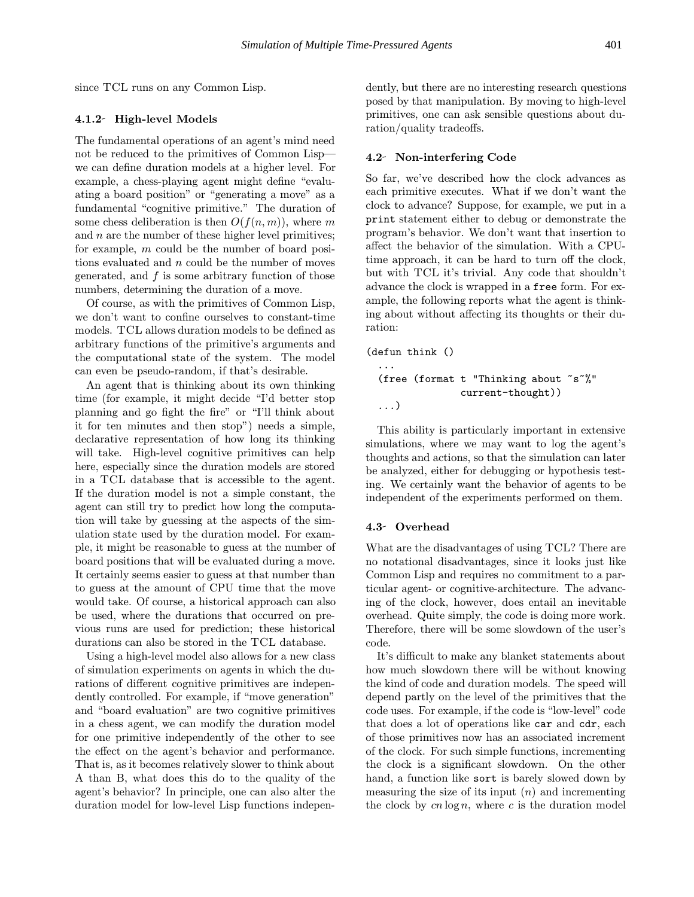since TCL runs on any Common Lisp.

### 4.1.2 High-level Models

The fundamental operations of an agent's mind need not be reduced to the primitives of Common Lisp—we can define duration models at a higher level. For example, a chess-playing agent might define "evaluating a board position" or "generating a move" as a fundamental "cognitive primitive." The duration of some chess deliberation is then $O(f(n, m))$, where $m$ and $n$ are the number of these higher level primitives; for example, $m$ could be the number of board positions evaluated and $n$ could be the number of moves generated, and $f$ is some arbitrary function of those numbers, determining the duration of a move.

Of course, as with the primitives of Common Lisp, we don't want to confine ourselves to constant-time models. TCL allows duration models to be defined as arbitrary functions of the primitive's arguments and the computational state of the system. The model can even be pseudo-random, if that's desirable.

An agent that is thinking about its own thinking time (for example, it might decide "I'd better stop planning and go fight the fire" or "I'll think about it for ten minutes and then stop") needs a simple, declarative representation of how long its thinking will take. High-level cognitive primitives can help here, especially since the duration models are stored in a TCL database that is accessible to the agent. If the duration model is not a simple constant, the agent can still try to predict how long the computation will take by guessing at the aspects of the simulation state used by the duration model. For example, it might be reasonable to guess at the number of board positions that will be evaluated during a move. It certainly seems easier to guess at that number than to guess at the amount of CPU time that the move would take. Of course, a historical approach can also be used, where the durations that occurred on previous runs are used for prediction; these historical durations can also be stored in the TCL database.

Using a high-level model also allows for a new class of simulation experiments on agents in which the durations of different cognitive primitives are independently controlled. For example, if "move generation" and "board evaluation" are two cognitive primitives in a chess agent, we can modify the duration model for one primitive independently of the other to see the effect on the agent's behavior and performance. That is, as it becomes relatively slower to think about A than B, what does this do to the quality of the agent's behavior? In principle, one can also alter the duration model for low-level Lisp functions independently, but there are no interesting research questions posed by that manipulation. By moving to high-level primitives, one can ask sensible questions about duration/quality tradeoffs.

## 4.2 Non-interfering Code

So far, we've described how the clock advances as each primitive executes. What if we don't want the clock to advance? Suppose, for example, we put in a `print` statement either to debug or demonstrate the program's behavior. We don't want that insertion to affect the behavior of the simulation. With a CPU-time approach, it can be hard to turn off the clock, but with TCL it's trivial. Any code that shouldn't advance the clock is wrapped in a `free` form. For example, the following reports what the agent is thinking about without affecting its thoughts or their duration:

```
(defun think ()
  ...
  (free (format t "Thinking about ~s~%"
                current-thought))
  ...)
```

This ability is particularly important in extensive simulations, where we may want to log the agent's thoughts and actions, so that the simulation can later be analyzed, either for debugging or hypothesis testing. We certainly want the behavior of agents to be independent of the experiments performed on them.

## 4.3 Overhead

What are the disadvantages of using TCL? There are no notational disadvantages, since it looks just like Common Lisp and requires no commitment to a particular agent- or cognitive-architecture. The advancing of the clock, however, does entail an inevitable overhead. Quite simply, the code is doing more work. Therefore, there will be some slowdown of the user's code.

It's difficult to make any blanket statements about how much slowdown there will be without knowing the kind of code and duration models. The speed will depend partly on the level of the primitives that the code uses. For example, if the code is "low-level" code that does a lot of operations like `car` and `cdr`, each of those primitives now has an associated increment of the clock. For such simple functions, incrementing the clock is a significant slowdown. On the other hand, a function like `sort` is barely slowed down by measuring the size of its input ($n$) and incrementing the clock by $cn \log n$, where $c$ is the duration model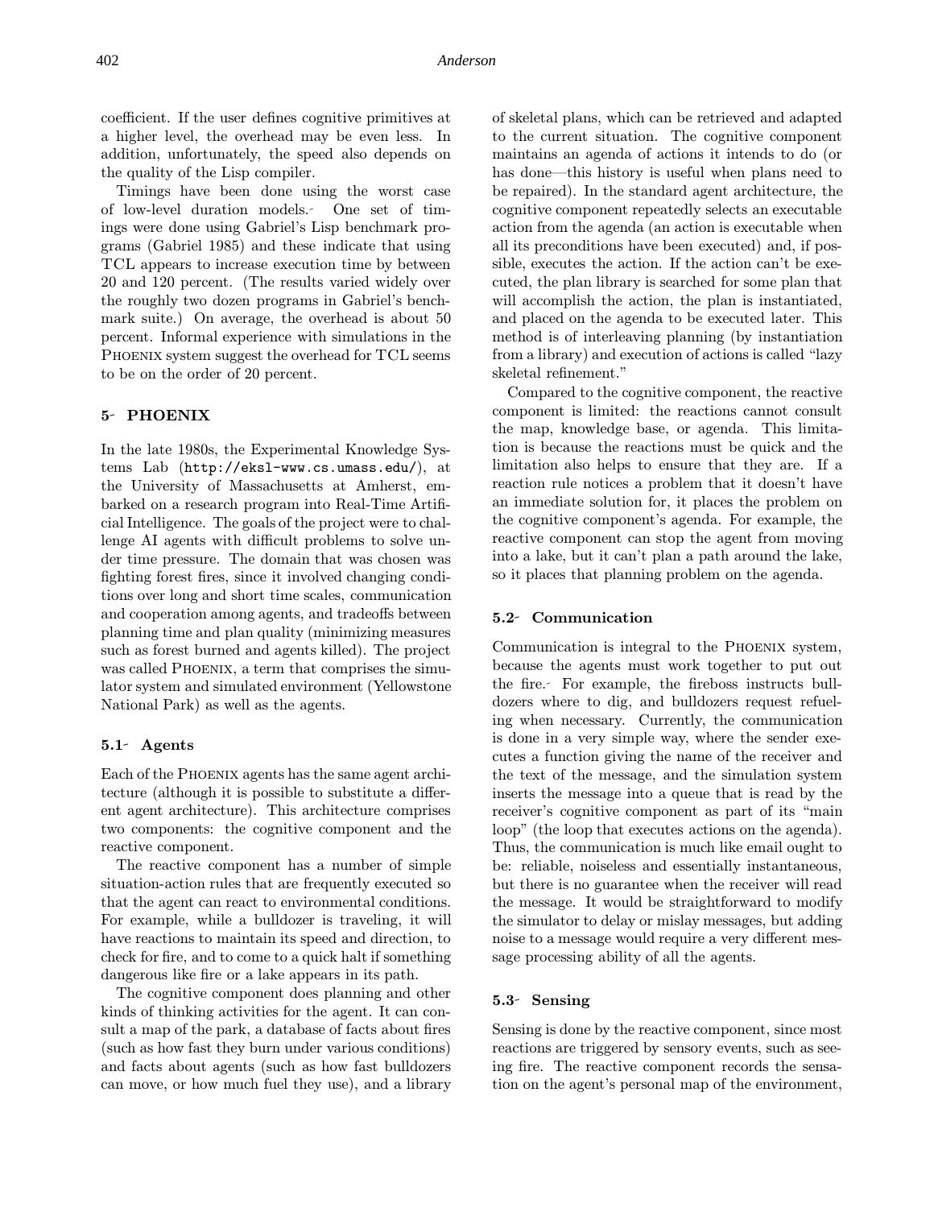coefficient. If the user defines cognitive primitives at a higher level, the overhead may be even less. In addition, unfortunately, the speed also depends on the quality of the Lisp compiler.

Timings have been done using the worst case of low-level duration models. One set of timings were done using Gabriel's Lisp benchmark programs (Gabriel 1985) and these indicate that using TCL appears to increase execution time by between 20 and 120 percent. (The results varied widely over the roughly two dozen programs in Gabriel's benchmark suite.) On average, the overhead is about 50 percent. Informal experience with simulations in the Phoenix system suggest the overhead for TCL seems to be on the order of 20 percent.

## 5 PHOENIX

In the late 1980s, the Experimental Knowledge Systems Lab (`http://eksl-www.cs.umass.edu/`), at the University of Massachusetts at Amherst, embarked on a research program into Real-Time Artificial Intelligence. The goals of the project were to challenge AI agents with difficult problems to solve under time pressure. The domain that was chosen was fighting forest fires, since it involved changing conditions over long and short time scales, communication and cooperation among agents, and tradeoffs between planning time and plan quality (minimizing measures such as forest burned and agents killed). The project was called Phoenix, a term that comprises the simulator system and simulated environment (Yellowstone National Park) as well as the agents.

### 5.1 Agents

Each of the Phoenix agents has the same agent architecture (although it is possible to substitute a different agent architecture). This architecture comprises two components: the cognitive component and the reactive component.

The reactive component has a number of simple situation-action rules that are frequently executed so that the agent can react to environmental conditions. For example, while a bulldozer is traveling, it will have reactions to maintain its speed and direction, to check for fire, and to come to a quick halt if something dangerous like fire or a lake appears in its path.

The cognitive component does planning and other kinds of thinking activities for the agent. It can consult a map of the park, a database of facts about fires (such as how fast they burn under various conditions) and facts about agents (such as how fast bulldozers can move, or how much fuel they use), and a library of skeletal plans, which can be retrieved and adapted to the current situation. The cognitive component maintains an agenda of actions it intends to do (or has done—this history is useful when plans need to be repaired). In the standard agent architecture, the cognitive component repeatedly selects an executable action from the agenda (an action is executable when all its preconditions have been executed) and, if possible, executes the action. If the action can't be executed, the plan library is searched for some plan that will accomplish the action, the plan is instantiated, and placed on the agenda to be executed later. This method is of interleaving planning (by instantiation from a library) and execution of actions is called "lazy skeletal refinement."

Compared to the cognitive component, the reactive component is limited: the reactions cannot consult the map, knowledge base, or agenda. This limitation is because the reactions must be quick and the limitation also helps to ensure that they are. If a reaction rule notices a problem that it doesn't have an immediate solution for, it places the problem on the cognitive component's agenda. For example, the reactive component can stop the agent from moving into a lake, but it can't plan a path around the lake, so it places that planning problem on the agenda.

### 5.2 Communication

Communication is integral to the Phoenix system, because the agents must work together to put out the fire. For example, the fireboss instructs bulldozers where to dig, and bulldozers request refueling when necessary. Currently, the communication is done in a very simple way, where the sender executes a function giving the name of the receiver and the text of the message, and the simulation system inserts the message into a queue that is read by the receiver's cognitive component as part of its "main loop" (the loop that executes actions on the agenda). Thus, the communication is much like email ought to be: reliable, noiseless and essentially instantaneous, but there is no guarantee when the receiver will read the message. It would be straightforward to modify the simulator to delay or mislay messages, but adding noise to a message would require a very different message processing ability of all the agents.

### 5.3 Sensing

Sensing is done by the reactive component, since most reactions are triggered by sensory events, such as seeing fire. The reactive component records the sensation on the agent's personal map of the environment,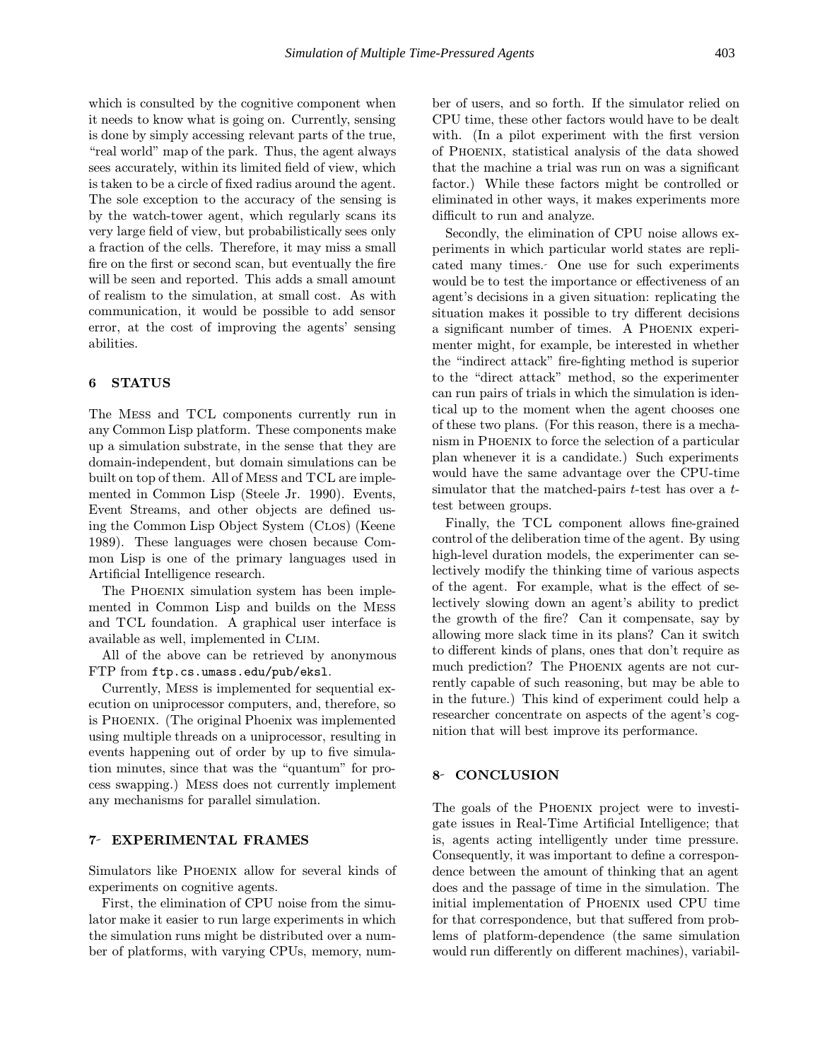which is consulted by the cognitive component when it needs to know what is going on. Currently, sensing is done by simply accessing relevant parts of the true, "real world" map of the park. Thus, the agent always sees accurately, within its limited field of view, which is taken to be a circle of fixed radius around the agent. The sole exception to the accuracy of the sensing is by the watch-tower agent, which regularly scans its very large field of view, but probabilistically sees only a fraction of the cells. Therefore, it may miss a small fire on the first or second scan, but eventually the fire will be seen and reported. This adds a small amount of realism to the simulation, at small cost. As with communication, it would be possible to add sensor error, at the cost of improving the agents' sensing abilities.

## 6 STATUS

The Mess and TCL components currently run in any Common Lisp platform. These components make up a simulation substrate, in the sense that they are domain-independent, but domain simulations can be built on top of them. All of Mess and TCL are implemented in Common Lisp (Steele Jr. 1990). Events, Event Streams, and other objects are defined using the Common Lisp Object System (Clos) (Keene 1989). These languages were chosen because Common Lisp is one of the primary languages used in Artificial Intelligence research.

The Phoenix simulation system has been implemented in Common Lisp and builds on the Mess and TCL foundation. A graphical user interface is available as well, implemented in Clim.

All of the above can be retrieved by anonymous FTP from `ftp.cs.umass.edu/pub/eksl`.

Currently, Mess is implemented for sequential execution on uniprocessor computers, and, therefore, so is Phoenix. (The original Phoenix was implemented using multiple threads on a uniprocessor, resulting in events happening out of order by up to five simulation minutes, since that was the "quantum" for process swapping.) Mess does not currently implement any mechanisms for parallel simulation.

## 7 EXPERIMENTAL FRAMES

Simulators like Phoenix allow for several kinds of experiments on cognitive agents.

First, the elimination of CPU noise from the simulator make it easier to run large experiments in which the simulation runs might be distributed over a number of platforms, with varying CPUs, memory, number of users, and so forth. If the simulator relied on CPU time, these other factors would have to be dealt with. (In a pilot experiment with the first version of Phoenix, statistical analysis of the data showed that the machine a trial was run on was a significant factor.) While these factors might be controlled or eliminated in other ways, it makes experiments more difficult to run and analyze.

Secondly, the elimination of CPU noise allows experiments in which particular world states are replicated many times. One use for such experiments would be to test the importance or effectiveness of an agent's decisions in a given situation: replicating the situation makes it possible to try different decisions a significant number of times. A Phoenix experimenter might, for example, be interested in whether the "indirect attack" fire-fighting method is superior to the "direct attack" method, so the experimenter can run pairs of trials in which the simulation is identical up to the moment when the agent chooses one of these two plans. (For this reason, there is a mechanism in Phoenix to force the selection of a particular plan whenever it is a candidate.) Such experiments would have the same advantage over the CPU-time simulator that the matched-pairs $t$-test has over a $t$-test between groups.

Finally, the TCL component allows fine-grained control of the deliberation time of the agent. By using high-level duration models, the experimenter can selectively modify the thinking time of various aspects of the agent. For example, what is the effect of selectively slowing down an agent's ability to predict the growth of the fire? Can it compensate, say by allowing more slack time in its plans? Can it switch to different kinds of plans, ones that don't require as much prediction? The Phoenix agents are not currently capable of such reasoning, but may be able to in the future.) This kind of experiment could help a researcher concentrate on aspects of the agent's cognition that will best improve its performance.

## 8 CONCLUSION

The goals of the Phoenix project were to investigate issues in Real-Time Artificial Intelligence; that is, agents acting intelligently under time pressure. Consequently, it was important to define a correspondence between the amount of thinking that an agent does and the passage of time in the simulation. The initial implementation of Phoenix used CPU time for that correspondence, but that suffered from problems of platform-dependence (the same simulation would run differently on different machines), variabil-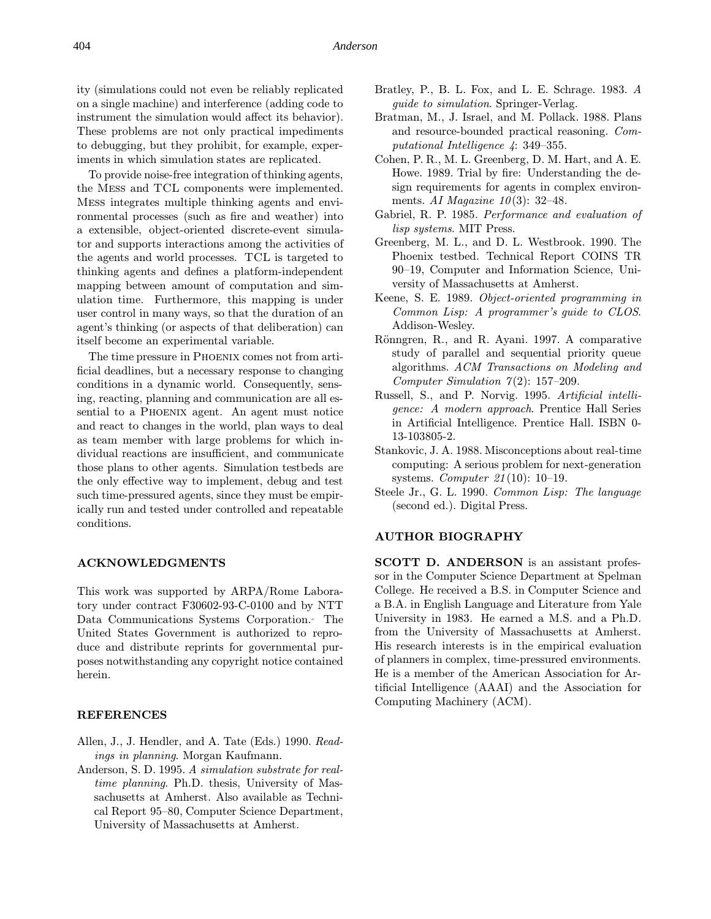ity (simulations could not even be reliably replicated on a single machine) and interference (adding code to instrument the simulation would affect its behavior). These problems are not only practical impediments to debugging, but they prohibit, for example, experiments in which simulation states are replicated.

To provide noise-free integration of thinking agents, the Mess and TCL components were implemented. Mess integrates multiple thinking agents and environmental processes (such as fire and weather) into a extensible, object-oriented discrete-event simulator and supports interactions among the activities of the agents and world processes. TCL is targeted to thinking agents and defines a platform-independent mapping between amount of computation and simulation time. Furthermore, this mapping is under user control in many ways, so that the duration of an agent's thinking (or aspects of that deliberation) can itself become an experimental variable.

The time pressure in Phoenix comes not from artificial deadlines, but a necessary response to changing conditions in a dynamic world. Consequently, sensing, reacting, planning and communication are all essential to a Phoenix agent. An agent must notice and react to changes in the world, plan ways to deal as team member with large problems for which individual reactions are insufficient, and communicate those plans to other agents. Simulation testbeds are the only effective way to implement, debug and test such time-pressured agents, since they must be empirically run and tested under controlled and repeatable conditions.

## ACKNOWLEDGMENTS

This work was supported by ARPA/Rome Laboratory under contract F30602-93-C-0100 and by NTT Data Communications Systems Corporation. The United States Government is authorized to reproduce and distribute reprints for governmental purposes notwithstanding any copyright notice contained herein.

## REFERENCES

Allen, J., J. Hendler, and A. Tate (Eds.) 1990. *Readings in planning*. Morgan Kaufmann.

Anderson, S. D. 1995. *A simulation substrate for real-time planning*. Ph.D. thesis, University of Massachusetts at Amherst. Also available as Technical Report 95–80, Computer Science Department, University of Massachusetts at Amherst.

Bratley, P., B. L. Fox, and L. E. Schrage. 1983. *A guide to simulation*. Springer-Verlag.

Bratman, M., J. Israel, and M. Pollack. 1988. Plans and resource-bounded practical reasoning. *Computational Intelligence 4*: 349–355.

Cohen, P. R., M. L. Greenberg, D. M. Hart, and A. E. Howe. 1989. Trial by fire: Understanding the design requirements for agents in complex environments. *AI Magazine 10*(3): 32–48.

Gabriel, R. P. 1985. *Performance and evaluation of lisp systems*. MIT Press.

Greenberg, M. L., and D. L. Westbrook. 1990. The Phoenix testbed. Technical Report COINS TR 90–19, Computer and Information Science, University of Massachusetts at Amherst.

Keene, S. E. 1989. *Object-oriented programming in Common Lisp: A programmer's guide to CLOS*. Addison-Wesley.

Rönngren, R., and R. Ayani. 1997. A comparative study of parallel and sequential priority queue algorithms. *ACM Transactions on Modeling and Computer Simulation 7*(2): 157–209.

Russell, S., and P. Norvig. 1995. *Artificial intelligence: A modern approach*. Prentice Hall Series in Artificial Intelligence. Prentice Hall. ISBN 0-13-103805-2.

Stankovic, J. A. 1988. Misconceptions about real-time computing: A serious problem for next-generation systems. *Computer 21*(10): 10–19.

Steele Jr., G. L. 1990. *Common Lisp: The language* (second ed.). Digital Press.

## AUTHOR BIOGRAPHY

**SCOTT D. ANDERSON** is an assistant professor in the Computer Science Department at Spelman College. He received a B.S. in Computer Science and a B.A. in English Language and Literature from Yale University in 1983. He earned a M.S. and a Ph.D. from the University of Massachusetts at Amherst. His research interests is in the empirical evaluation of planners in complex, time-pressured environments. He is a member of the American Association for Artificial Intelligence (AAAI) and the Association for Computing Machinery (ACM).